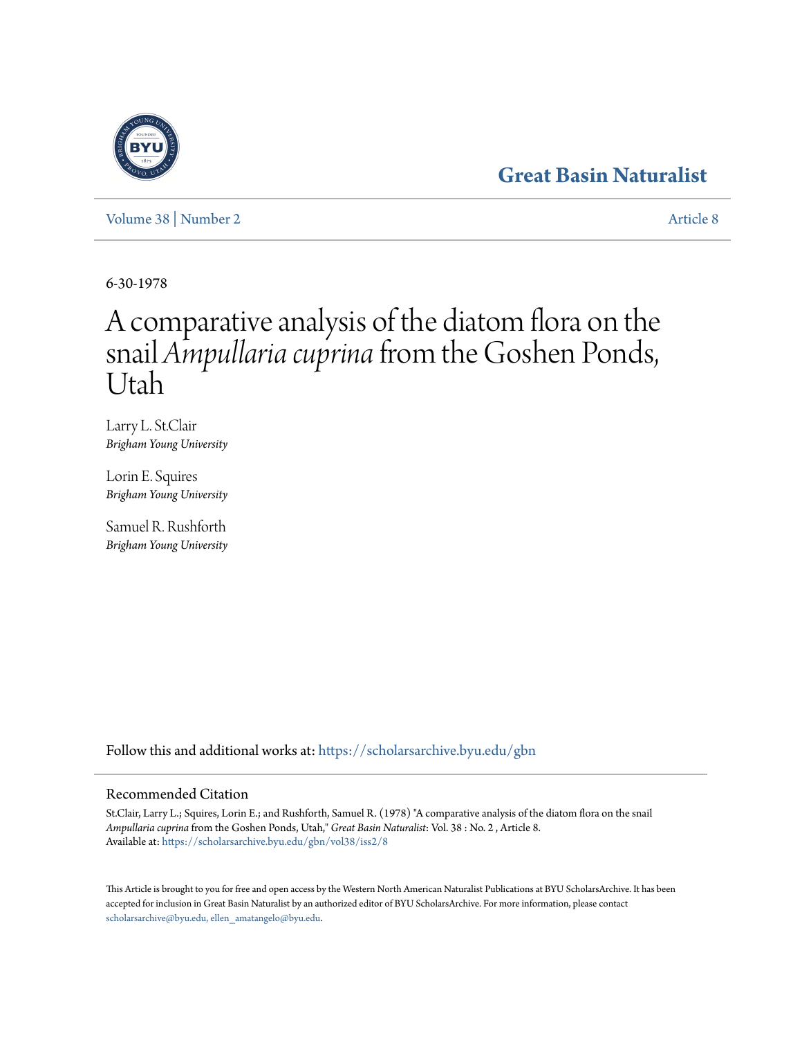Great Basin Naturalist

Volume 38 | Number 2 Article 8

6-30-1978

# A comparative analysis of the diatom flora on the snail *Ampullaria cuprina* from the Goshen Ponds, Utah

Larry L. St.Clair
*Brigham Young University*

Lorin E. Squires
*Brigham Young University*

Samuel R. Rushforth
*Brigham Young University*

Follow this and additional works at: https://scholarsarchive.byu.edu/gbn

## Recommended Citation

St.Clair, Larry L.; Squires, Lorin E.; and Rushforth, Samuel R. (1978) "A comparative analysis of the diatom flora on the snail *Ampullaria cuprina* from the Goshen Ponds, Utah," *Great Basin Naturalist*: Vol. 38 : No. 2 , Article 8.
Available at: https://scholarsarchive.byu.edu/gbn/vol38/iss2/8

This Article is brought to you for free and open access by the Western North American Naturalist Publications at BYU ScholarsArchive. It has been accepted for inclusion in Great Basin Naturalist by an authorized editor of BYU ScholarsArchive. For more information, please contact scholarsarchive@byu.edu, ellen_amatangelo@byu.edu.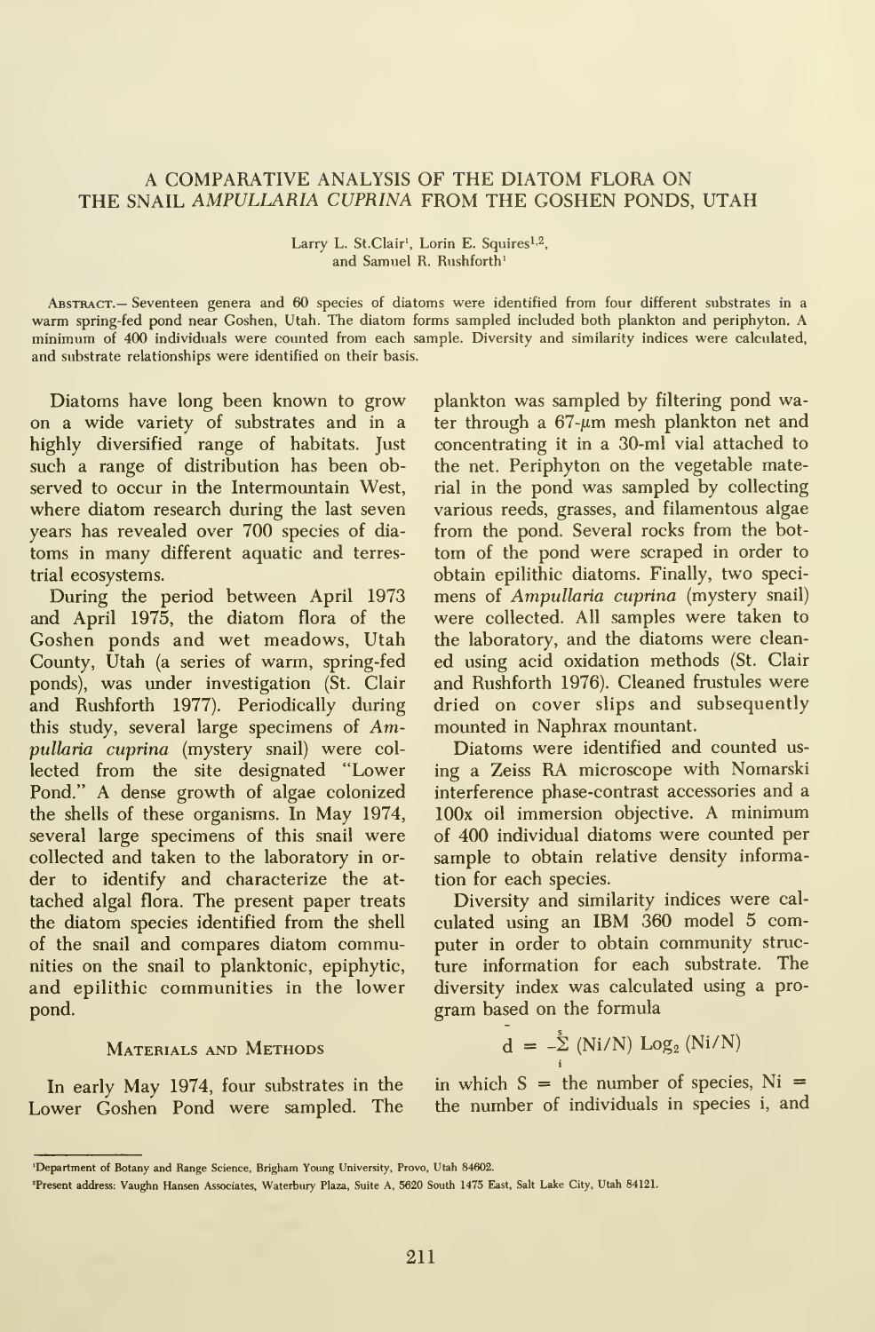# A COMPARATIVE ANALYSIS OF THE DIATOM FLORA ON THE SNAIL *AMPULLARIA CUPRINA* FROM THE GOSHEN PONDS, UTAH

Larry L. St.Clair[1], Lorin E. Squires[1,2], and Samuel R. Rushforth[1]

ABSTRACT.— Seventeen genera and 60 species of diatoms were identified from four different substrates in a warm spring-fed pond near Goshen, Utah. The diatom forms sampled included both plankton and periphyton. A minimum of 400 individuals were counted from each sample. Diversity and similarity indices were calculated, and substrate relationships were identified on their basis.

Diatoms have long been known to grow on a wide variety of substrates and in a highly diversified range of habitats. Just such a range of distribution has been observed to occur in the Intermountain West, where diatom research during the last seven years has revealed over 700 species of diatoms in many different aquatic and terrestrial ecosystems.

During the period between April 1973 and April 1975, the diatom flora of the Goshen ponds and wet meadows, Utah County, Utah (a series of warm, spring-fed ponds), was under investigation (St. Clair and Rushforth 1977). Periodically during this study, several large specimens of *Ampullaria cuprina* (mystery snail) were collected from the site designated "Lower Pond." A dense growth of algae colonized the shells of these organisms. In May 1974, several large specimens of this snail were collected and taken to the laboratory in order to identify and characterize the attached algal flora. The present paper treats the diatom species identified from the shell of the snail and compares diatom communities on the snail to planktonic, epiphytic, and epilithic communities in the lower pond.

## Materials and Methods

In early May 1974, four substrates in the Lower Goshen Pond were sampled. The plankton was sampled by filtering pond water through a 67-$\mu$m mesh plankton net and concentrating it in a 30-ml vial attached to the net. Periphyton on the vegetable material in the pond was sampled by collecting various reeds, grasses, and filamentous algae from the pond. Several rocks from the bottom of the pond were scraped in order to obtain epilithic diatoms. Finally, two specimens of *Ampullaria cuprina* (mystery snail) were collected. All samples were taken to the laboratory, and the diatoms were cleaned using acid oxidation methods (St. Clair and Rushforth 1976). Cleaned frustules were dried on cover slips and subsequently mounted in Naphrax mountant.

Diatoms were identified and counted using a Zeiss RA microscope with Nomarski interference phase-contrast accessories and a 100x oil immersion objective. A minimum of 400 individual diatoms were counted per sample to obtain relative density information for each species.

Diversity and similarity indices were calculated using an IBM 360 model 5 computer in order to obtain community structure information for each substrate. The diversity index was calculated using a program based on the formula

$$\bar{d} = -\sum_{i}^{S} (Ni/N) \operatorname{Log}_2 (Ni/N)$$

in which S = the number of species, Ni = the number of individuals in species i, and

[1]Department of Botany and Range Science, Brigham Young University, Provo, Utah 84602.

[2]Present address: Vaughn Hansen Associates, Waterbury Plaza, Suite A, 5620 South 1475 East, Salt Lake City, Utah 84121.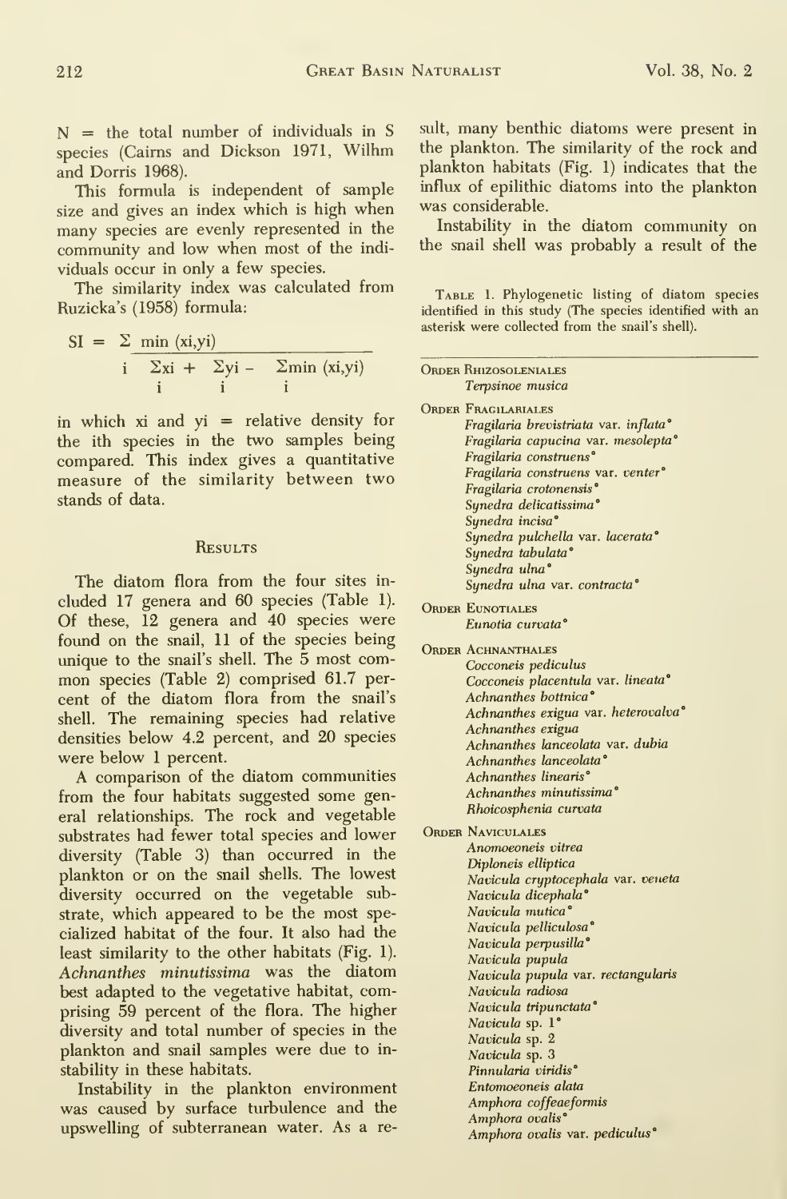N = the total number of individuals in S species (Cairns and Dickson 1971, Wilhm and Dorris 1968).

This formula is independent of sample size and gives an index which is high when many species are evenly represented in the community and low when most of the individuals occur in only a few species.

The similarity index was calculated from Ruzicka's (1958) formula:

$$SI = \frac{\sum_i \min(x_i, y_i)}{\sum_i x_i + \sum_i y_i - \sum_i \min(x_i, y_i)}$$

in which $x_i$ and $y_i$ = relative density for the ith species in the two samples being compared. This index gives a quantitative measure of the similarity between two stands of data.

## Results

The diatom flora from the four sites included 17 genera and 60 species (Table 1). Of these, 12 genera and 40 species were found on the snail, 11 of the species being unique to the snail's shell. The 5 most common species (Table 2) comprised 61.7 percent of the diatom flora from the snail's shell. The remaining species had relative densities below 4.2 percent, and 20 species were below 1 percent.

A comparison of the diatom communities from the four habitats suggested some general relationships. The rock and vegetable substrates had fewer total species and lower diversity (Table 3) than occurred in the plankton or on the snail shells. The lowest diversity occurred on the vegetable substrate, which appeared to be the most specialized habitat of the four. It also had the least similarity to the other habitats (Fig. 1). *Achnanthes minutissima* was the diatom best adapted to the vegetative habitat, comprising 59 percent of the flora. The higher diversity and total number of species in the plankton and snail samples were due to instability in these habitats.

Instability in the plankton environment was caused by surface turbulence and the upswelling of subterranean water. As a result, many benthic diatoms were present in the plankton. The similarity of the rock and plankton habitats (Fig. 1) indicates that the influx of epilithic diatoms into the plankton was considerable.

Instability in the diatom community on the snail shell was probably a result of the

Table 1. Phylogenetic listing of diatom species identified in this study (The species identified with an asterisk were collected from the snail's shell).

**Order Rhizosoleniales**
- *Terpsinoe musica*

**Order Fragilariales**
- *Fragilaria brevistriata* var. *inflata**
- *Fragilaria capucina* var. *mesolepta**
- *Fragilaria construens**
- *Fragilaria construens* var. *venter**
- *Fragilaria crotonensis**
- *Synedra delicatissima**
- *Synedra incisa**
- *Synedra pulchella* var. *lacerata**
- *Synedra tabulata**
- *Synedra ulna**
- *Synedra ulna* var. *contracta**

**Order Eunotiales**
- *Eunotia curvata**

**Order Achnanthales**
- *Cocconeis pediculus*
- *Cocconeis placentula* var. *lineata**
- *Achnanthes bottnica**
- *Achnanthes exigua* var. *heterovalva**
- *Achnanthes exigua*
- *Achnanthes lanceolata* var. *dubia*
- *Achnanthes lanceolata**
- *Achnanthes linearis**
- *Achnanthes minutissima**
- *Rhoicosphenia curvata*

**Order Naviculales**
- *Anomoeoneis vitrea*
- *Diploneis elliptica*
- *Navicula cryptocephala* var. *veneta*
- *Navicula dicephala**
- *Navicula mutica**
- *Navicula pelliculosa**
- *Navicula perpusilla**
- *Navicula pupula*
- *Navicula pupula* var. *rectangularis*
- *Navicula radiosa*
- *Navicula tripunctata**
- *Navicula* sp. 1*
- *Navicula* sp. 2
- *Navicula* sp. 3
- *Pinnularia viridis**
- *Entomoeoneis alata*
- *Amphora coffeaeformis*
- *Amphora ovalis**
- *Amphora ovalis* var. *pediculus**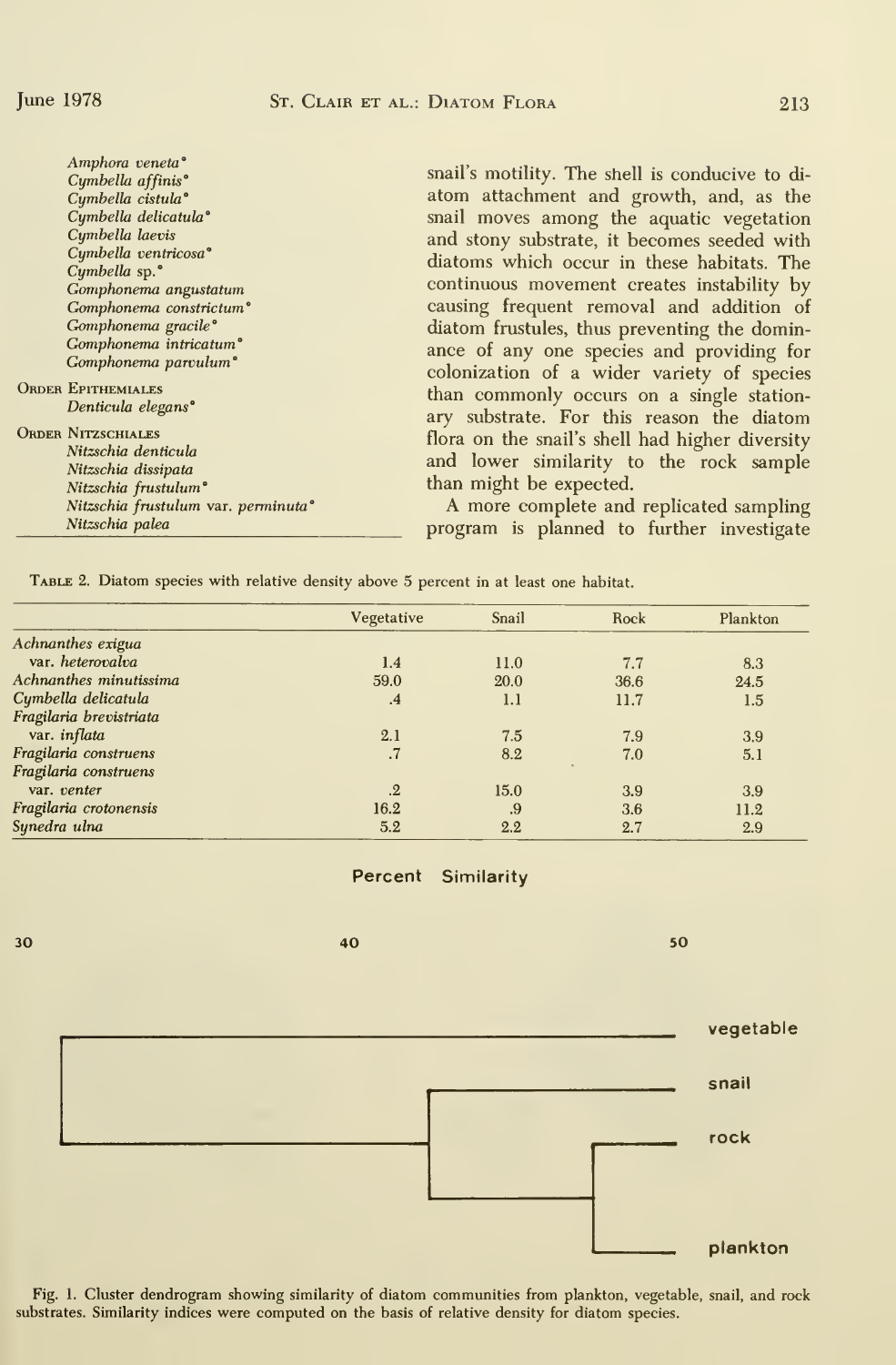*Amphora veneta*°
*Cymbella affinis*°
*Cymbella cistula*°
*Cymbella delicatula*°
*Cymbella laevis*
*Cymbella ventricosa*°
*Cymbella* sp.°
*Gomphonema angustatum*
*Gomphonema constrictum*°
*Gomphonema gracile*°
*Gomphonema intricatum*°
*Gomphonema parvulum*°

Order Epithemiales
*Denticula elegans*°

Order Nitzschiales
*Nitzschia denticula*
*Nitzschia dissipata*
*Nitzschia frustulum*°
*Nitzschia frustulum* var. *perminuta*°
*Nitzschia palea*

snail's motility. The shell is conducive to diatom attachment and growth, and, as the snail moves among the aquatic vegetation and stony substrate, it becomes seeded with diatoms which occur in these habitats. The continuous movement creates instability by causing frequent removal and addition of diatom frustules, thus preventing the dominance of any one species and providing for colonization of a wider variety of species than commonly occurs on a single stationary substrate. For this reason the diatom flora on the snail's shell had higher diversity and lower similarity to the rock sample than might be expected.

A more complete and replicated sampling program is planned to further investigate

Table 2. Diatom species with relative density above 5 percent in at least one habitat.

| | Vegetative | Snail | Rock | Plankton |
|---|---|---|---|---|
| *Achnanthes exigua* var. *heterovalva* | 1.4 | 11.0 | 7.7 | 8.3 |
| *Achnanthes minutissima* | 59.0 | 20.0 | 36.6 | 24.5 |
| *Cymbella delicatula* | .4 | 1.1 | 11.7 | 1.5 |
| *Fragilaria brevistriata* var. *inflata* | 2.1 | 7.5 | 7.9 | 3.9 |
| *Fragilaria construens* | .7 | 8.2 | 7.0 | 5.1 |
| *Fragilaria construens* var. *venter* | .2 | 15.0 | 3.9 | 3.9 |
| *Fragilaria crotonensis* | 16.2 | .9 | 3.6 | 11.2 |
| *Synedra ulna* | 5.2 | 2.2 | 2.7 | 2.9 |

Percent Similarity

30 40 50

vegetable
snail
rock
plankton

Fig. 1. Cluster dendrogram showing similarity of diatom communities from plankton, vegetable, snail, and rock substrates. Similarity indices were computed on the basis of relative density for diatom species.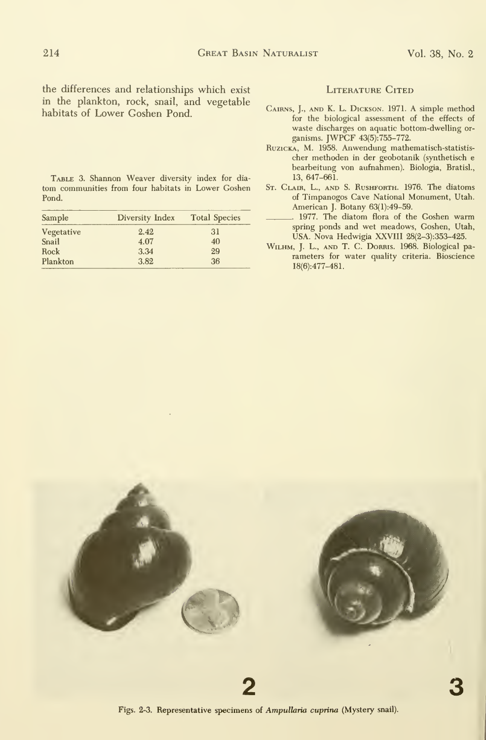the differences and relationships which exist in the plankton, rock, snail, and vegetable habitats of Lower Goshen Pond.

Table 3. Shannon Weaver diversity index for diatom communities from four habitats in Lower Goshen Pond.

| Sample | Diversity Index | Total Species |
|---|---|---|
| Vegetative | 2.42 | 31 |
| Snail | 4.07 | 40 |
| Rock | 3.34 | 29 |
| Plankton | 3.82 | 36 |

## Literature Cited

Cairns, J., and K. L. Dickson. 1971. A simple method for the biological assessment of the effects of waste discharges on aquatic bottom-dwelling organisms. JWPCF 43(5):755-772.

Ruzicka, M. 1958. Anwendung mathematisch-statistischer methoden in der geobotanik (synthetisch e bearbeitung von aufnahmen). Biologia, Bratisl., 13, 647-661.

St. Clair, L., and S. Rushforth. 1976. The diatoms of Timpanogos Cave National Monument, Utah. American J. Botany 63(1):49-59.

\_\_\_\_\_. 1977. The diatom flora of the Goshen warm spring ponds and wet meadows, Goshen, Utah, USA. Nova Hedwigia XXVIII 28(2-3):353-425.

Wilhm, J. L., and T. C. Dorris. 1968. Biological parameters for water quality criteria. Bioscience 18(6):477-481.

2 3

Figs. 2-3. Representative specimens of *Ampullaria cuprina* (Mystery snail).